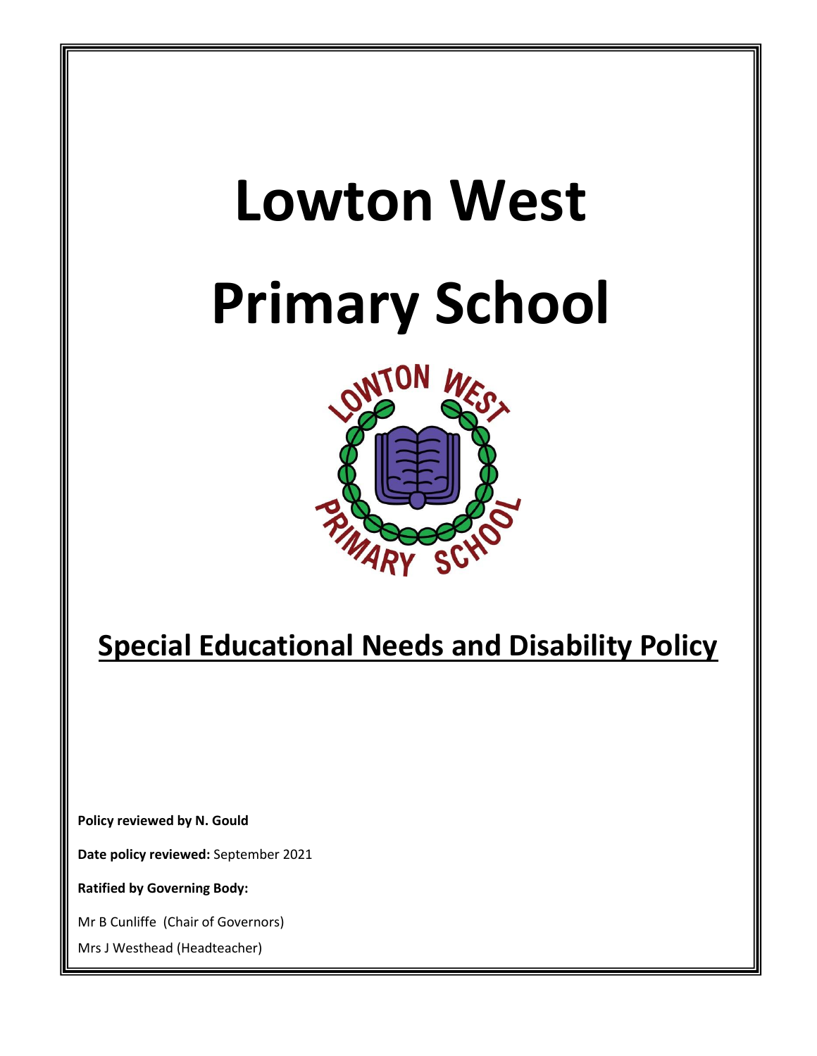# Lowton West

# Primary School

## Special Educational Needs and Disability Policy

**Policy reviewed by N. Gould**

**Date policy reviewed:** September 2021

**Ratified by Governing Body:**

Mr B Cunliffe (Chair of Governors)

Mrs J Westhead (Headteacher)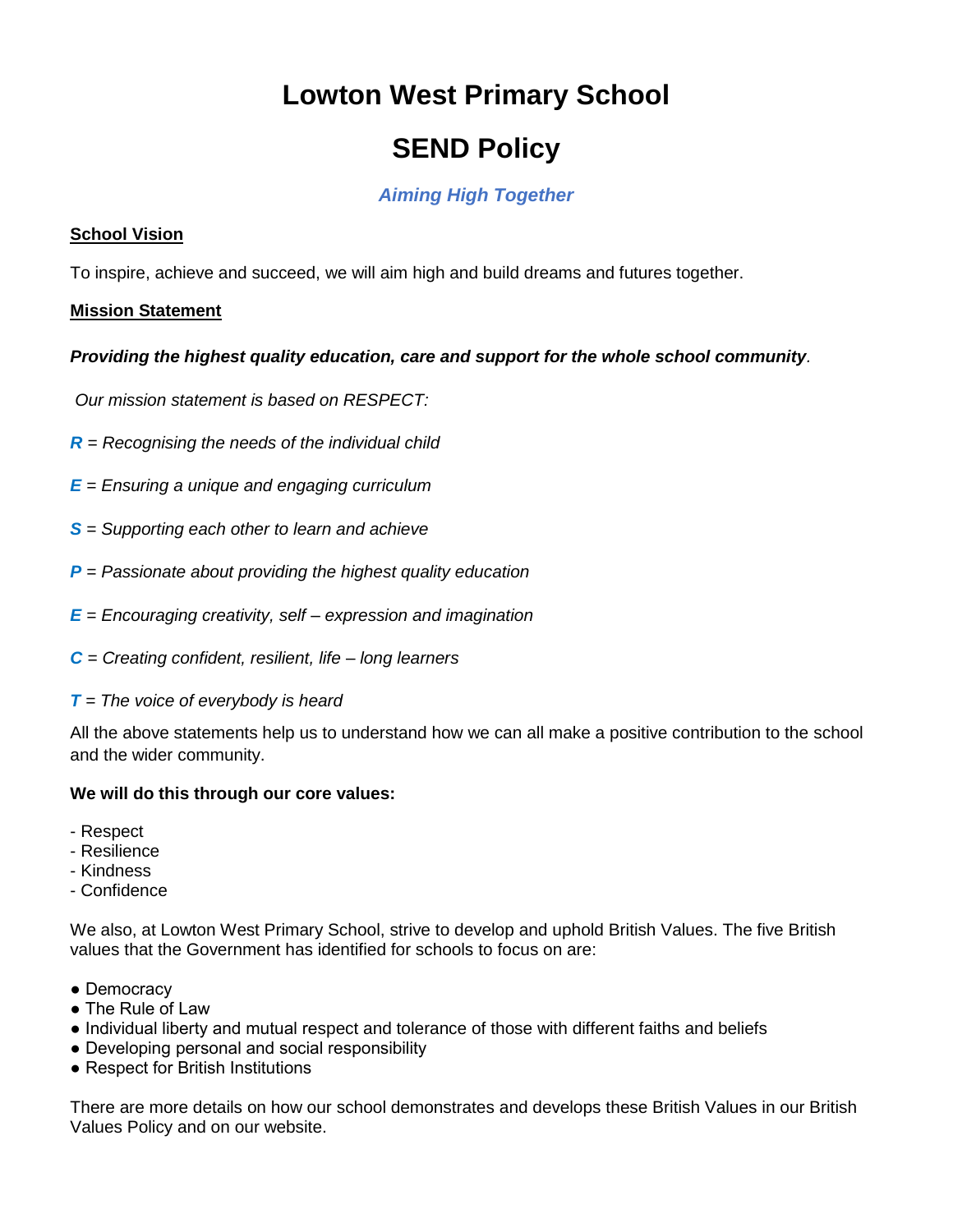# Lowton West Primary School

# SEND Policy

***Aiming High Together***

**School Vision**

To inspire, achieve and succeed, we will aim high and build dreams and futures together.

**Mission Statement**

***Providing the highest quality education, care and support for the whole school community***.

*Our mission statement is based on RESPECT:*

***R*** = *Recognising the needs of the individual child*

***E*** = *Ensuring a unique and engaging curriculum*

***S*** = *Supporting each other to learn and achieve*

***P*** = *Passionate about providing the highest quality education*

***E*** = *Encouraging creativity, self – expression and imagination*

***C*** = *Creating confident, resilient, life – long learners*

***T*** = *The voice of everybody is heard*

All the above statements help us to understand how we can all make a positive contribution to the school and the wider community.

**We will do this through our core values:**

- Respect
- Resilience
- Kindness
- Confidence

We also, at Lowton West Primary School, strive to develop and uphold British Values. The five British values that the Government has identified for schools to focus on are:

- Democracy
- The Rule of Law
- Individual liberty and mutual respect and tolerance of those with different faiths and beliefs
- Developing personal and social responsibility
- Respect for British Institutions

There are more details on how our school demonstrates and develops these British Values in our British Values Policy and on our website.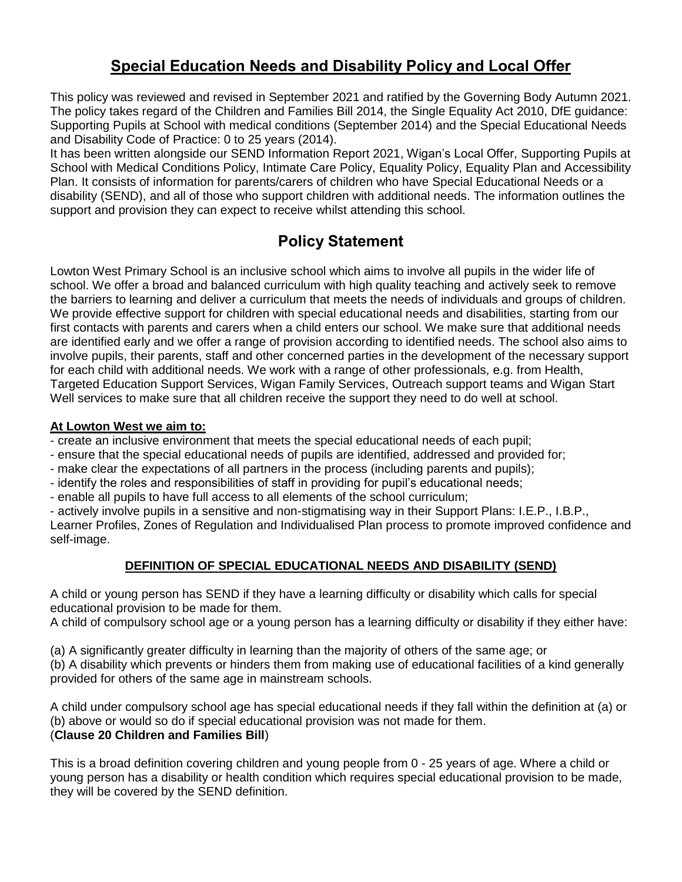# Special Education Needs and Disability Policy and Local Offer

This policy was reviewed and revised in September 2021 and ratified by the Governing Body Autumn 2021. The policy takes regard of the Children and Families Bill 2014, the Single Equality Act 2010, DfE guidance: Supporting Pupils at School with medical conditions (September 2014) and the Special Educational Needs and Disability Code of Practice: 0 to 25 years (2014).

It has been written alongside our SEND Information Report 2021, Wigan's Local Offer, Supporting Pupils at School with Medical Conditions Policy, Intimate Care Policy, Equality Policy, Equality Plan and Accessibility Plan. It consists of information for parents/carers of children who have Special Educational Needs or a disability (SEND), and all of those who support children with additional needs. The information outlines the support and provision they can expect to receive whilst attending this school.

## Policy Statement

Lowton West Primary School is an inclusive school which aims to involve all pupils in the wider life of school. We offer a broad and balanced curriculum with high quality teaching and actively seek to remove the barriers to learning and deliver a curriculum that meets the needs of individuals and groups of children. We provide effective support for children with special educational needs and disabilities, starting from our first contacts with parents and carers when a child enters our school. We make sure that additional needs are identified early and we offer a range of provision according to identified needs. The school also aims to involve pupils, their parents, staff and other concerned parties in the development of the necessary support for each child with additional needs. We work with a range of other professionals, e.g. from Health, Targeted Education Support Services, Wigan Family Services, Outreach support teams and Wigan Start Well services to make sure that all children receive the support they need to do well at school.

**At Lowton West we aim to:**

- create an inclusive environment that meets the special educational needs of each pupil;
- ensure that the special educational needs of pupils are identified, addressed and provided for;
- make clear the expectations of all partners in the process (including parents and pupils);
- identify the roles and responsibilities of staff in providing for pupil's educational needs;
- enable all pupils to have full access to all elements of the school curriculum;
- actively involve pupils in a sensitive and non-stigmatising way in their Support Plans: I.E.P., I.B.P., Learner Profiles, Zones of Regulation and Individualised Plan process to promote improved confidence and self-image.

### DEFINITION OF SPECIAL EDUCATIONAL NEEDS AND DISABILITY (SEND)

A child or young person has SEND if they have a learning difficulty or disability which calls for special educational provision to be made for them.

A child of compulsory school age or a young person has a learning difficulty or disability if they either have:

(a) A significantly greater difficulty in learning than the majority of others of the same age; or
(b) A disability which prevents or hinders them from making use of educational facilities of a kind generally provided for others of the same age in mainstream schools.

A child under compulsory school age has special educational needs if they fall within the definition at (a) or (b) above or would so do if special educational provision was not made for them.
(**Clause 20 Children and Families Bill**)

This is a broad definition covering children and young people from 0 - 25 years of age. Where a child or young person has a disability or health condition which requires special educational provision to be made, they will be covered by the SEND definition.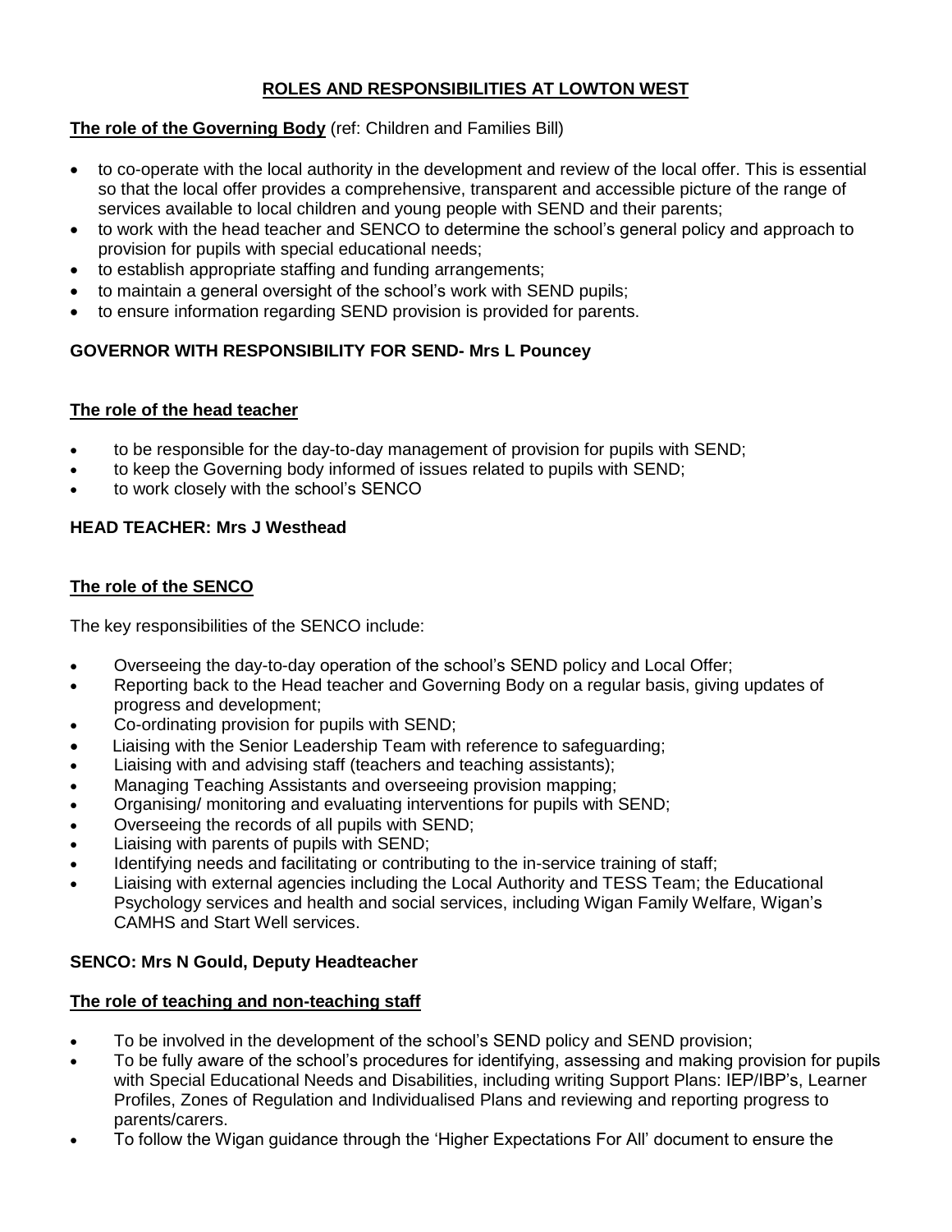## ROLES AND RESPONSIBILITIES AT LOWTON WEST

**The role of the Governing Body** (ref: Children and Families Bill)

- to co-operate with the local authority in the development and review of the local offer. This is essential so that the local offer provides a comprehensive, transparent and accessible picture of the range of services available to local children and young people with SEND and their parents;
- to work with the head teacher and SENCO to determine the school's general policy and approach to provision for pupils with special educational needs;
- to establish appropriate staffing and funding arrangements;
- to maintain a general oversight of the school's work with SEND pupils;
- to ensure information regarding SEND provision is provided for parents.

**GOVERNOR WITH RESPONSIBILITY FOR SEND- Mrs L Pouncey**

**The role of the head teacher**

- to be responsible for the day-to-day management of provision for pupils with SEND;
- to keep the Governing body informed of issues related to pupils with SEND;
- to work closely with the school's SENCO

**HEAD TEACHER: Mrs J Westhead**

**The role of the SENCO**

The key responsibilities of the SENCO include:

- Overseeing the day-to-day operation of the school's SEND policy and Local Offer;
- Reporting back to the Head teacher and Governing Body on a regular basis, giving updates of progress and development;
- Co-ordinating provision for pupils with SEND;
- Liaising with the Senior Leadership Team with reference to safeguarding;
- Liaising with and advising staff (teachers and teaching assistants);
- Managing Teaching Assistants and overseeing provision mapping;
- Organising/ monitoring and evaluating interventions for pupils with SEND;
- Overseeing the records of all pupils with SEND;
- Liaising with parents of pupils with SEND;
- Identifying needs and facilitating or contributing to the in-service training of staff;
- Liaising with external agencies including the Local Authority and TESS Team; the Educational Psychology services and health and social services, including Wigan Family Welfare, Wigan's CAMHS and Start Well services.

**SENCO: Mrs N Gould, Deputy Headteacher**

**The role of teaching and non-teaching staff**

- To be involved in the development of the school's SEND policy and SEND provision;
- To be fully aware of the school's procedures for identifying, assessing and making provision for pupils with Special Educational Needs and Disabilities, including writing Support Plans: IEP/IBP's, Learner Profiles, Zones of Regulation and Individualised Plans and reviewing and reporting progress to parents/carers.
- To follow the Wigan guidance through the 'Higher Expectations For All' document to ensure the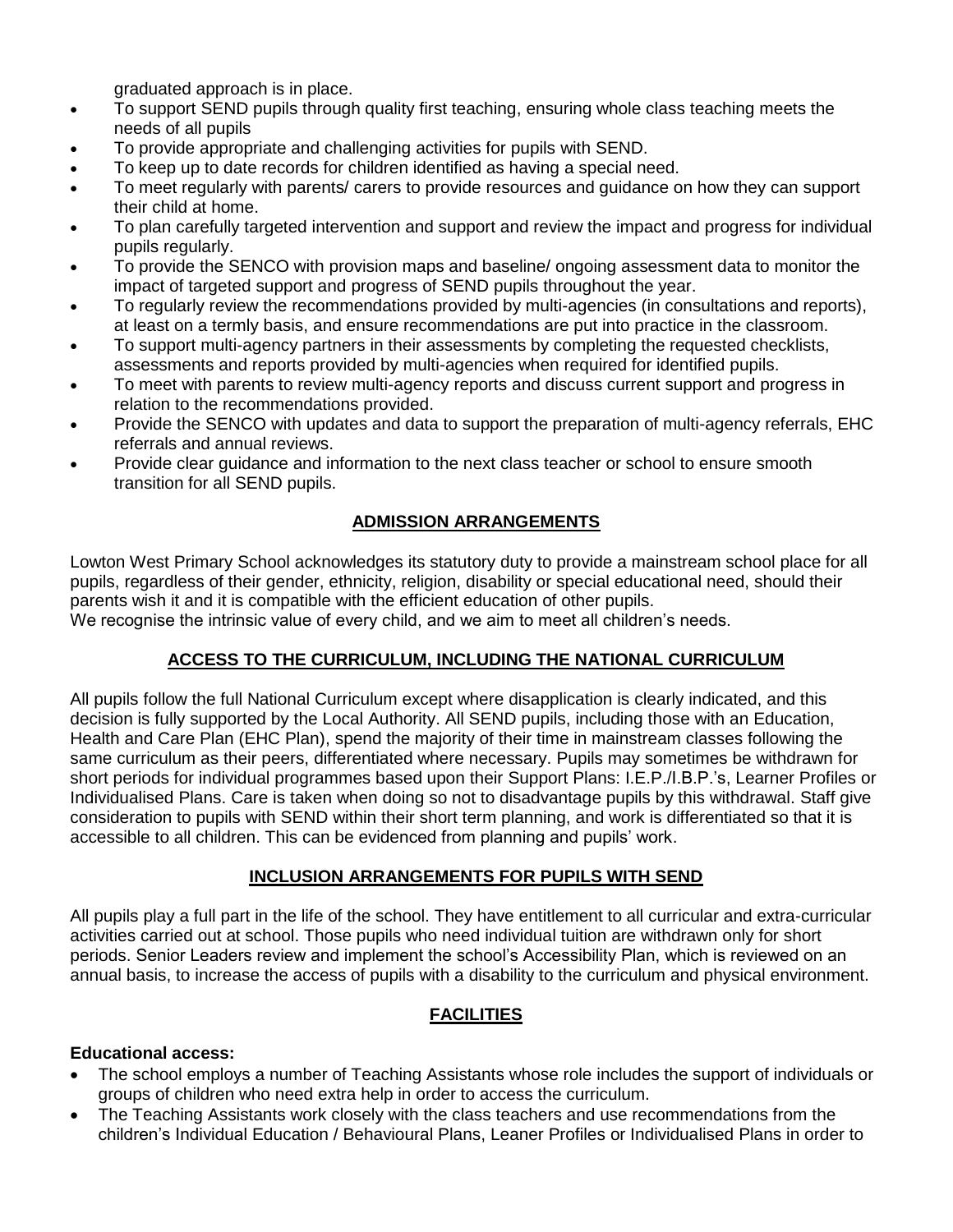graduated approach is in place.

- To support SEND pupils through quality first teaching, ensuring whole class teaching meets the needs of all pupils
- To provide appropriate and challenging activities for pupils with SEND.
- To keep up to date records for children identified as having a special need.
- To meet regularly with parents/ carers to provide resources and guidance on how they can support their child at home.
- To plan carefully targeted intervention and support and review the impact and progress for individual pupils regularly.
- To provide the SENCO with provision maps and baseline/ ongoing assessment data to monitor the impact of targeted support and progress of SEND pupils throughout the year.
- To regularly review the recommendations provided by multi-agencies (in consultations and reports), at least on a termly basis, and ensure recommendations are put into practice in the classroom.
- To support multi-agency partners in their assessments by completing the requested checklists, assessments and reports provided by multi-agencies when required for identified pupils.
- To meet with parents to review multi-agency reports and discuss current support and progress in relation to the recommendations provided.
- Provide the SENCO with updates and data to support the preparation of multi-agency referrals, EHC referrals and annual reviews.
- Provide clear guidance and information to the next class teacher or school to ensure smooth transition for all SEND pupils.

## ADMISSION ARRANGEMENTS

Lowton West Primary School acknowledges its statutory duty to provide a mainstream school place for all pupils, regardless of their gender, ethnicity, religion, disability or special educational need, should their parents wish it and it is compatible with the efficient education of other pupils.
We recognise the intrinsic value of every child, and we aim to meet all children's needs.

## ACCESS TO THE CURRICULUM, INCLUDING THE NATIONAL CURRICULUM

All pupils follow the full National Curriculum except where disapplication is clearly indicated, and this decision is fully supported by the Local Authority. All SEND pupils, including those with an Education, Health and Care Plan (EHC Plan), spend the majority of their time in mainstream classes following the same curriculum as their peers, differentiated where necessary. Pupils may sometimes be withdrawn for short periods for individual programmes based upon their Support Plans: I.E.P./I.B.P.'s, Learner Profiles or Individualised Plans. Care is taken when doing so not to disadvantage pupils by this withdrawal. Staff give consideration to pupils with SEND within their short term planning, and work is differentiated so that it is accessible to all children. This can be evidenced from planning and pupils' work.

## INCLUSION ARRANGEMENTS FOR PUPILS WITH SEND

All pupils play a full part in the life of the school. They have entitlement to all curricular and extra-curricular activities carried out at school. Those pupils who need individual tuition are withdrawn only for short periods. Senior Leaders review and implement the school's Accessibility Plan, which is reviewed on an annual basis, to increase the access of pupils with a disability to the curriculum and physical environment.

## FACILITIES

**Educational access:**

- The school employs a number of Teaching Assistants whose role includes the support of individuals or groups of children who need extra help in order to access the curriculum.
- The Teaching Assistants work closely with the class teachers and use recommendations from the children's Individual Education / Behavioural Plans, Leaner Profiles or Individualised Plans in order to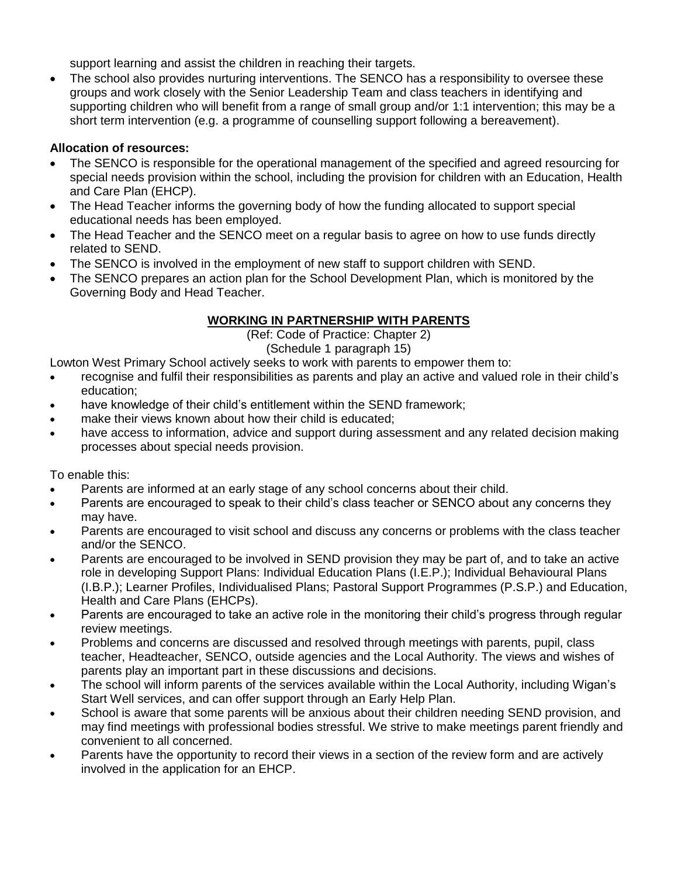support learning and assist the children in reaching their targets.

- The school also provides nurturing interventions. The SENCO has a responsibility to oversee these groups and work closely with the Senior Leadership Team and class teachers in identifying and supporting children who will benefit from a range of small group and/or 1:1 intervention; this may be a short term intervention (e.g. a programme of counselling support following a bereavement).

**Allocation of resources:**

- The SENCO is responsible for the operational management of the specified and agreed resourcing for special needs provision within the school, including the provision for children with an Education, Health and Care Plan (EHCP).
- The Head Teacher informs the governing body of how the funding allocated to support special educational needs has been employed.
- The Head Teacher and the SENCO meet on a regular basis to agree on how to use funds directly related to SEND.
- The SENCO is involved in the employment of new staff to support children with SEND.
- The SENCO prepares an action plan for the School Development Plan, which is monitored by the Governing Body and Head Teacher.

## WORKING IN PARTNERSHIP WITH PARENTS

(Ref: Code of Practice: Chapter 2)
(Schedule 1 paragraph 15)

Lowton West Primary School actively seeks to work with parents to empower them to:

- recognise and fulfil their responsibilities as parents and play an active and valued role in their child's education;
- have knowledge of their child's entitlement within the SEND framework;
- make their views known about how their child is educated;
- have access to information, advice and support during assessment and any related decision making processes about special needs provision.

To enable this:

- Parents are informed at an early stage of any school concerns about their child.
- Parents are encouraged to speak to their child's class teacher or SENCO about any concerns they may have.
- Parents are encouraged to visit school and discuss any concerns or problems with the class teacher and/or the SENCO.
- Parents are encouraged to be involved in SEND provision they may be part of, and to take an active role in developing Support Plans: Individual Education Plans (I.E.P.); Individual Behavioural Plans (I.B.P.); Learner Profiles, Individualised Plans; Pastoral Support Programmes (P.S.P.) and Education, Health and Care Plans (EHCPs).
- Parents are encouraged to take an active role in the monitoring their child's progress through regular review meetings.
- Problems and concerns are discussed and resolved through meetings with parents, pupil, class teacher, Headteacher, SENCO, outside agencies and the Local Authority. The views and wishes of parents play an important part in these discussions and decisions.
- The school will inform parents of the services available within the Local Authority, including Wigan's Start Well services, and can offer support through an Early Help Plan.
- School is aware that some parents will be anxious about their children needing SEND provision, and may find meetings with professional bodies stressful. We strive to make meetings parent friendly and convenient to all concerned.
- Parents have the opportunity to record their views in a section of the review form and are actively involved in the application for an EHCP.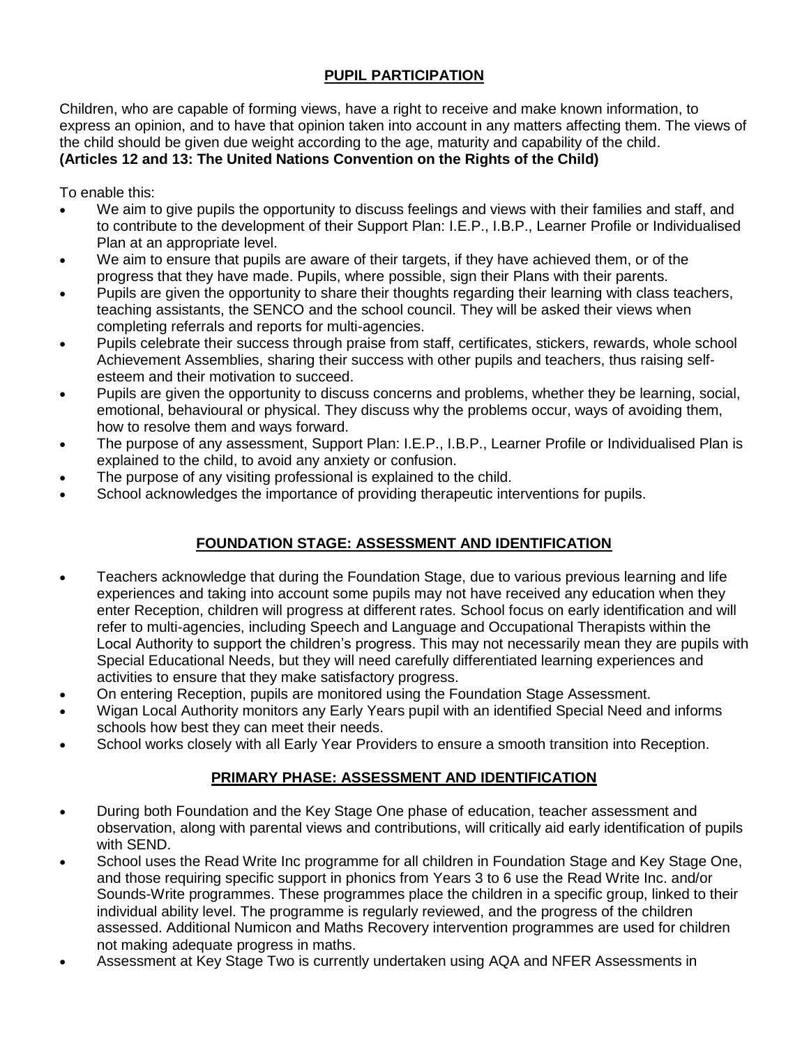## PUPIL PARTICIPATION

Children, who are capable of forming views, have a right to receive and make known information, to express an opinion, and to have that opinion taken into account in any matters affecting them. The views of the child should be given due weight according to the age, maturity and capability of the child.
**(Articles 12 and 13: The United Nations Convention on the Rights of the Child)**

To enable this:

- We aim to give pupils the opportunity to discuss feelings and views with their families and staff, and to contribute to the development of their Support Plan: I.E.P., I.B.P., Learner Profile or Individualised Plan at an appropriate level.
- We aim to ensure that pupils are aware of their targets, if they have achieved them, or of the progress that they have made. Pupils, where possible, sign their Plans with their parents.
- Pupils are given the opportunity to share their thoughts regarding their learning with class teachers, teaching assistants, the SENCO and the school council. They will be asked their views when completing referrals and reports for multi-agencies.
- Pupils celebrate their success through praise from staff, certificates, stickers, rewards, whole school Achievement Assemblies, sharing their success with other pupils and teachers, thus raising self-esteem and their motivation to succeed.
- Pupils are given the opportunity to discuss concerns and problems, whether they be learning, social, emotional, behavioural or physical. They discuss why the problems occur, ways of avoiding them, how to resolve them and ways forward.
- The purpose of any assessment, Support Plan: I.E.P., I.B.P., Learner Profile or Individualised Plan is explained to the child, to avoid any anxiety or confusion.
- The purpose of any visiting professional is explained to the child.
- School acknowledges the importance of providing therapeutic interventions for pupils.

## FOUNDATION STAGE: ASSESSMENT AND IDENTIFICATION

- Teachers acknowledge that during the Foundation Stage, due to various previous learning and life experiences and taking into account some pupils may not have received any education when they enter Reception, children will progress at different rates. School focus on early identification and will refer to multi-agencies, including Speech and Language and Occupational Therapists within the Local Authority to support the children's progress. This may not necessarily mean they are pupils with Special Educational Needs, but they will need carefully differentiated learning experiences and activities to ensure that they make satisfactory progress.
- On entering Reception, pupils are monitored using the Foundation Stage Assessment.
- Wigan Local Authority monitors any Early Years pupil with an identified Special Need and informs schools how best they can meet their needs.
- School works closely with all Early Year Providers to ensure a smooth transition into Reception.

## PRIMARY PHASE: ASSESSMENT AND IDENTIFICATION

- During both Foundation and the Key Stage One phase of education, teacher assessment and observation, along with parental views and contributions, will critically aid early identification of pupils with SEND.
- School uses the Read Write Inc programme for all children in Foundation Stage and Key Stage One, and those requiring specific support in phonics from Years 3 to 6 use the Read Write Inc. and/or Sounds-Write programmes. These programmes place the children in a specific group, linked to their individual ability level. The programme is regularly reviewed, and the progress of the children assessed. Additional Numicon and Maths Recovery intervention programmes are used for children not making adequate progress in maths.
- Assessment at Key Stage Two is currently undertaken using AQA and NFER Assessments in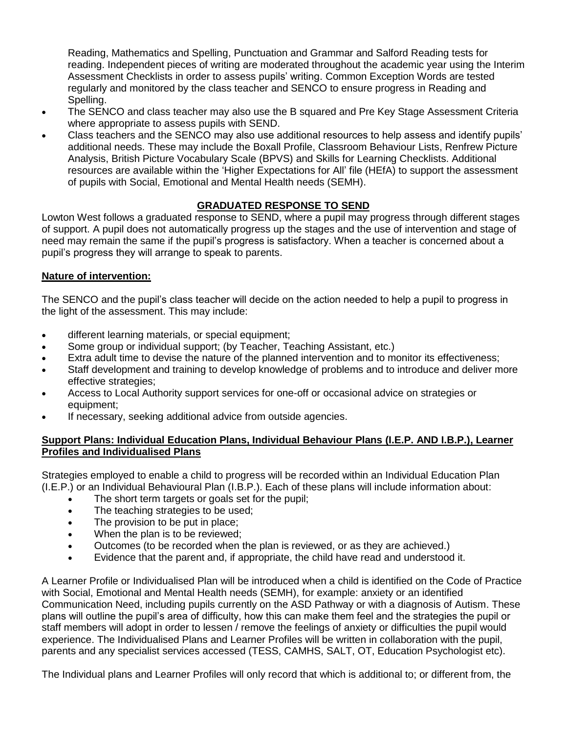Reading, Mathematics and Spelling, Punctuation and Grammar and Salford Reading tests for reading. Independent pieces of writing are moderated throughout the academic year using the Interim Assessment Checklists in order to assess pupils' writing. Common Exception Words are tested regularly and monitored by the class teacher and SENCO to ensure progress in Reading and Spelling.
- The SENCO and class teacher may also use the B squared and Pre Key Stage Assessment Criteria where appropriate to assess pupils with SEND.
- Class teachers and the SENCO may also use additional resources to help assess and identify pupils' additional needs. These may include the Boxall Profile, Classroom Behaviour Lists, Renfrew Picture Analysis, British Picture Vocabulary Scale (BPVS) and Skills for Learning Checklists. Additional resources are available within the 'Higher Expectations for All' file (HEfA) to support the assessment of pupils with Social, Emotional and Mental Health needs (SEMH).

## GRADUATED RESPONSE TO SEND

Lowton West follows a graduated response to SEND, where a pupil may progress through different stages of support. A pupil does not automatically progress up the stages and the use of intervention and stage of need may remain the same if the pupil's progress is satisfactory. When a teacher is concerned about a pupil's progress they will arrange to speak to parents.

### Nature of intervention:

The SENCO and the pupil's class teacher will decide on the action needed to help a pupil to progress in the light of the assessment. This may include:

- different learning materials, or special equipment;
- Some group or individual support; (by Teacher, Teaching Assistant, etc.)
- Extra adult time to devise the nature of the planned intervention and to monitor its effectiveness;
- Staff development and training to develop knowledge of problems and to introduce and deliver more effective strategies;
- Access to Local Authority support services for one-off or occasional advice on strategies or equipment;
- If necessary, seeking additional advice from outside agencies.

### Support Plans: Individual Education Plans, Individual Behaviour Plans (I.E.P. AND I.B.P.), Learner Profiles and Individualised Plans

Strategies employed to enable a child to progress will be recorded within an Individual Education Plan (I.E.P.) or an Individual Behavioural Plan (I.B.P.). Each of these plans will include information about:

- The short term targets or goals set for the pupil;
- The teaching strategies to be used;
- The provision to be put in place;
- When the plan is to be reviewed;
- Outcomes (to be recorded when the plan is reviewed, or as they are achieved.)
- Evidence that the parent and, if appropriate, the child have read and understood it.

A Learner Profile or Individualised Plan will be introduced when a child is identified on the Code of Practice with Social, Emotional and Mental Health needs (SEMH), for example: anxiety or an identified Communication Need, including pupils currently on the ASD Pathway or with a diagnosis of Autism. These plans will outline the pupil's area of difficulty, how this can make them feel and the strategies the pupil or staff members will adopt in order to lessen / remove the feelings of anxiety or difficulties the pupil would experience. The Individualised Plans and Learner Profiles will be written in collaboration with the pupil, parents and any specialist services accessed (TESS, CAMHS, SALT, OT, Education Psychologist etc).

The Individual plans and Learner Profiles will only record that which is additional to; or different from, the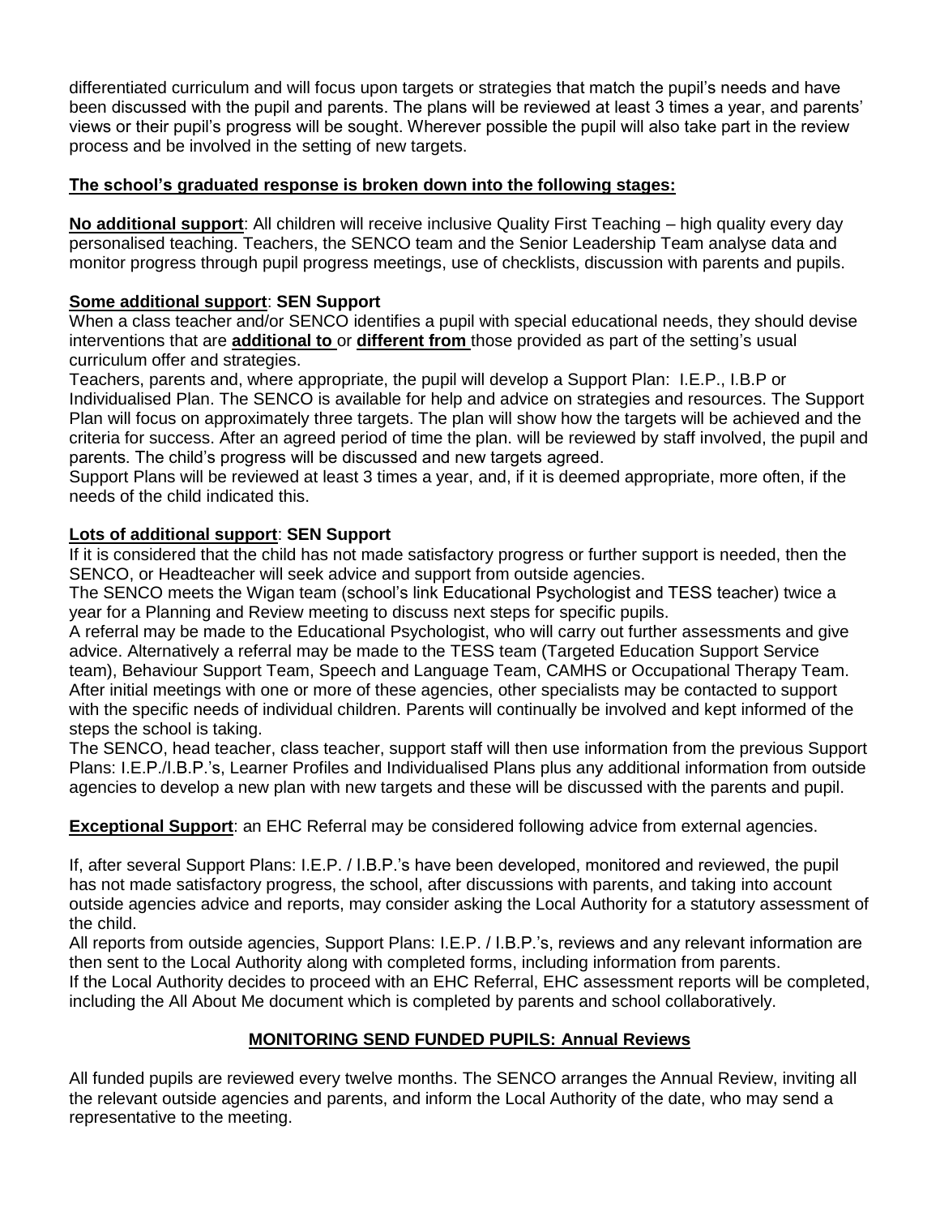differentiated curriculum and will focus upon targets or strategies that match the pupil's needs and have been discussed with the pupil and parents. The plans will be reviewed at least 3 times a year, and parents' views or their pupil's progress will be sought. Wherever possible the pupil will also take part in the review process and be involved in the setting of new targets.

**The school's graduated response is broken down into the following stages:**

**No additional support**: All children will receive inclusive Quality First Teaching – high quality every day personalised teaching. Teachers, the SENCO team and the Senior Leadership Team analyse data and monitor progress through pupil progress meetings, use of checklists, discussion with parents and pupils.

**Some additional support**: **SEN Support**

When a class teacher and/or SENCO identifies a pupil with special educational needs, they should devise interventions that are **additional to** or **different from** those provided as part of the setting's usual curriculum offer and strategies.

Teachers, parents and, where appropriate, the pupil will develop a Support Plan: I.E.P., I.B.P or Individualised Plan. The SENCO is available for help and advice on strategies and resources. The Support Plan will focus on approximately three targets. The plan will show how the targets will be achieved and the criteria for success. After an agreed period of time the plan. will be reviewed by staff involved, the pupil and parents. The child's progress will be discussed and new targets agreed.

Support Plans will be reviewed at least 3 times a year, and, if it is deemed appropriate, more often, if the needs of the child indicated this.

**Lots of additional support**: **SEN Support**

If it is considered that the child has not made satisfactory progress or further support is needed, then the SENCO, or Headteacher will seek advice and support from outside agencies.

The SENCO meets the Wigan team (school's link Educational Psychologist and TESS teacher) twice a year for a Planning and Review meeting to discuss next steps for specific pupils.

A referral may be made to the Educational Psychologist, who will carry out further assessments and give advice. Alternatively a referral may be made to the TESS team (Targeted Education Support Service team), Behaviour Support Team, Speech and Language Team, CAMHS or Occupational Therapy Team. After initial meetings with one or more of these agencies, other specialists may be contacted to support with the specific needs of individual children. Parents will continually be involved and kept informed of the steps the school is taking.

The SENCO, head teacher, class teacher, support staff will then use information from the previous Support Plans: I.E.P./I.B.P.'s, Learner Profiles and Individualised Plans plus any additional information from outside agencies to develop a new plan with new targets and these will be discussed with the parents and pupil.

**Exceptional Support**: an EHC Referral may be considered following advice from external agencies.

If, after several Support Plans: I.E.P. / I.B.P.'s have been developed, monitored and reviewed, the pupil has not made satisfactory progress, the school, after discussions with parents, and taking into account outside agencies advice and reports, may consider asking the Local Authority for a statutory assessment of the child.

All reports from outside agencies, Support Plans: I.E.P. / I.B.P.'s, reviews and any relevant information are then sent to the Local Authority along with completed forms, including information from parents.

If the Local Authority decides to proceed with an EHC Referral, EHC assessment reports will be completed, including the All About Me document which is completed by parents and school collaboratively.

## MONITORING SEND FUNDED PUPILS: Annual Reviews

All funded pupils are reviewed every twelve months. The SENCO arranges the Annual Review, inviting all the relevant outside agencies and parents, and inform the Local Authority of the date, who may send a representative to the meeting.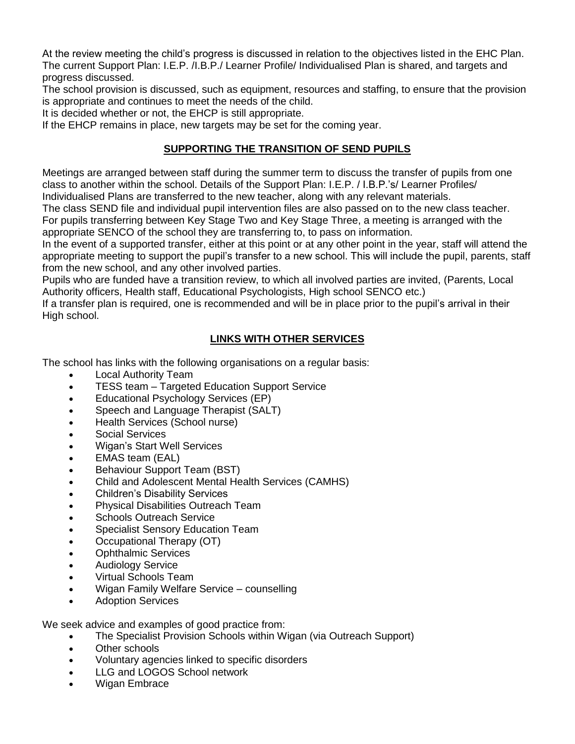At the review meeting the child's progress is discussed in relation to the objectives listed in the EHC Plan. The current Support Plan: I.E.P. /I.B.P./ Learner Profile/ Individualised Plan is shared, and targets and progress discussed.

The school provision is discussed, such as equipment, resources and staffing, to ensure that the provision is appropriate and continues to meet the needs of the child.

It is decided whether or not, the EHCP is still appropriate.

If the EHCP remains in place, new targets may be set for the coming year.

## SUPPORTING THE TRANSITION OF SEND PUPILS

Meetings are arranged between staff during the summer term to discuss the transfer of pupils from one class to another within the school. Details of the Support Plan: I.E.P. / I.B.P.'s/ Learner Profiles/ Individualised Plans are transferred to the new teacher, along with any relevant materials.

The class SEND file and individual pupil intervention files are also passed on to the new class teacher.

For pupils transferring between Key Stage Two and Key Stage Three, a meeting is arranged with the appropriate SENCO of the school they are transferring to, to pass on information.

In the event of a supported transfer, either at this point or at any other point in the year, staff will attend the appropriate meeting to support the pupil's transfer to a new school. This will include the pupil, parents, staff from the new school, and any other involved parties.

Pupils who are funded have a transition review, to which all involved parties are invited, (Parents, Local Authority officers, Health staff, Educational Psychologists, High school SENCO etc.)

If a transfer plan is required, one is recommended and will be in place prior to the pupil's arrival in their High school.

## LINKS WITH OTHER SERVICES

The school has links with the following organisations on a regular basis:

- Local Authority Team
- TESS team – Targeted Education Support Service
- Educational Psychology Services (EP)
- Speech and Language Therapist (SALT)
- Health Services (School nurse)
- Social Services
- Wigan's Start Well Services
- EMAS team (EAL)
- Behaviour Support Team (BST)
- Child and Adolescent Mental Health Services (CAMHS)
- Children's Disability Services
- Physical Disabilities Outreach Team
- Schools Outreach Service
- Specialist Sensory Education Team
- Occupational Therapy (OT)
- Ophthalmic Services
- Audiology Service
- Virtual Schools Team
- Wigan Family Welfare Service – counselling
- Adoption Services

We seek advice and examples of good practice from:

- The Specialist Provision Schools within Wigan (via Outreach Support)
- Other schools
- Voluntary agencies linked to specific disorders
- LLG and LOGOS School network
- Wigan Embrace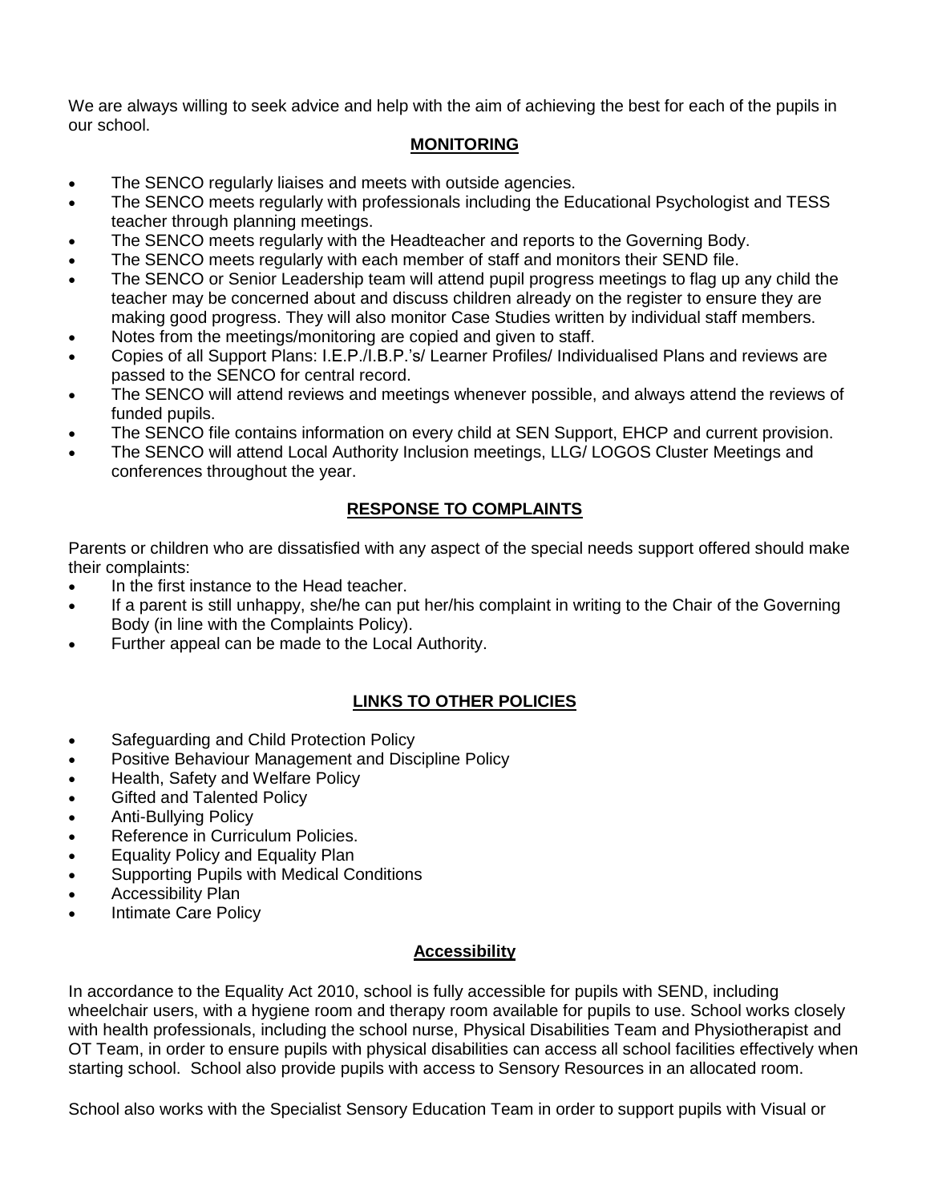We are always willing to seek advice and help with the aim of achieving the best for each of the pupils in our school.

## MONITORING

- The SENCO regularly liaises and meets with outside agencies.
- The SENCO meets regularly with professionals including the Educational Psychologist and TESS teacher through planning meetings.
- The SENCO meets regularly with the Headteacher and reports to the Governing Body.
- The SENCO meets regularly with each member of staff and monitors their SEND file.
- The SENCO or Senior Leadership team will attend pupil progress meetings to flag up any child the teacher may be concerned about and discuss children already on the register to ensure they are making good progress. They will also monitor Case Studies written by individual staff members.
- Notes from the meetings/monitoring are copied and given to staff.
- Copies of all Support Plans: I.E.P./I.B.P.'s/ Learner Profiles/ Individualised Plans and reviews are passed to the SENCO for central record.
- The SENCO will attend reviews and meetings whenever possible, and always attend the reviews of funded pupils.
- The SENCO file contains information on every child at SEN Support, EHCP and current provision.
- The SENCO will attend Local Authority Inclusion meetings, LLG/ LOGOS Cluster Meetings and conferences throughout the year.

## RESPONSE TO COMPLAINTS

Parents or children who are dissatisfied with any aspect of the special needs support offered should make their complaints:

- In the first instance to the Head teacher.
- If a parent is still unhappy, she/he can put her/his complaint in writing to the Chair of the Governing Body (in line with the Complaints Policy).
- Further appeal can be made to the Local Authority.

## LINKS TO OTHER POLICIES

- Safeguarding and Child Protection Policy
- Positive Behaviour Management and Discipline Policy
- Health, Safety and Welfare Policy
- Gifted and Talented Policy
- Anti-Bullying Policy
- Reference in Curriculum Policies.
- Equality Policy and Equality Plan
- Supporting Pupils with Medical Conditions
- Accessibility Plan
- Intimate Care Policy

## Accessibility

In accordance to the Equality Act 2010, school is fully accessible for pupils with SEND, including wheelchair users, with a hygiene room and therapy room available for pupils to use. School works closely with health professionals, including the school nurse, Physical Disabilities Team and Physiotherapist and OT Team, in order to ensure pupils with physical disabilities can access all school facilities effectively when starting school. School also provide pupils with access to Sensory Resources in an allocated room.

School also works with the Specialist Sensory Education Team in order to support pupils with Visual or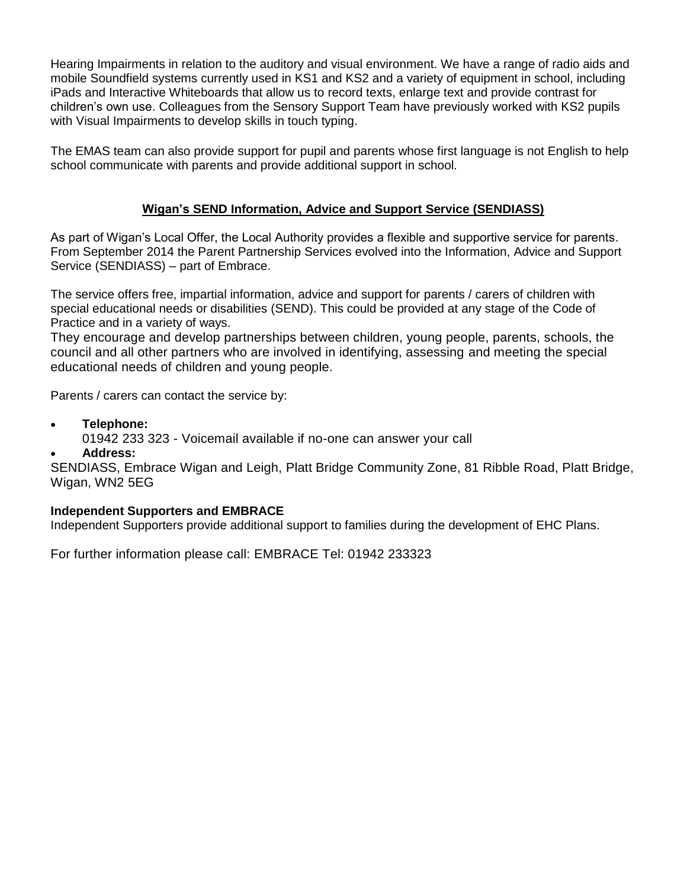Hearing Impairments in relation to the auditory and visual environment. We have a range of radio aids and mobile Soundfield systems currently used in KS1 and KS2 and a variety of equipment in school, including iPads and Interactive Whiteboards that allow us to record texts, enlarge text and provide contrast for children's own use. Colleagues from the Sensory Support Team have previously worked with KS2 pupils with Visual Impairments to develop skills in touch typing.

The EMAS team can also provide support for pupil and parents whose first language is not English to help school communicate with parents and provide additional support in school.

## Wigan's SEND Information, Advice and Support Service (SENDIASS)

As part of Wigan's Local Offer, the Local Authority provides a flexible and supportive service for parents. From September 2014 the Parent Partnership Services evolved into the Information, Advice and Support Service (SENDIASS) – part of Embrace.

The service offers free, impartial information, advice and support for parents / carers of children with special educational needs or disabilities (SEND). This could be provided at any stage of the Code of Practice and in a variety of ways.
They encourage and develop partnerships between children, young people, parents, schools, the council and all other partners who are involved in identifying, assessing and meeting the special educational needs of children and young people.

Parents / carers can contact the service by:

- **Telephone:**
  01942 233 323 - Voicemail available if no-one can answer your call
- **Address:**
  SENDIASS, Embrace Wigan and Leigh, Platt Bridge Community Zone, 81 Ribble Road, Platt Bridge, Wigan, WN2 5EG

**Independent Supporters and EMBRACE**
Independent Supporters provide additional support to families during the development of EHC Plans.

For further information please call: EMBRACE Tel: 01942 233323